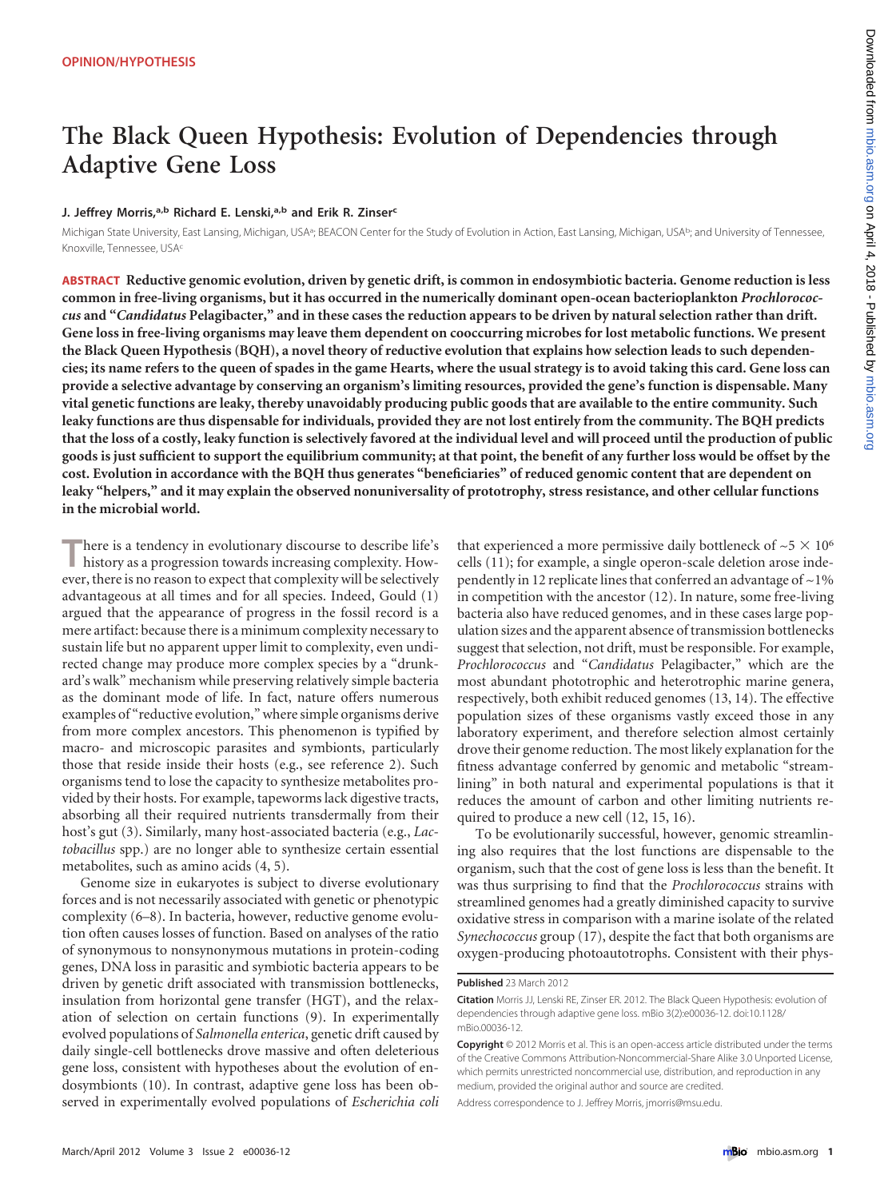OPINION/HYPOTHESIS

# The Black Queen Hypothesis: Evolution of Dependencies through Adaptive Gene Loss

**J. Jeffrey Morris,[a,b] Richard E. Lenski,[a,b] and Erik R. Zinser[c]**

Michigan State University, East Lansing, Michigan, USA[a]; BEACON Center for the Study of Evolution in Action, East Lansing, Michigan, USA[b]; and University of Tennessee, Knoxville, Tennessee, USA[c]

**ABSTRACT Reductive genomic evolution, driven by genetic drift, is common in endosymbiotic bacteria. Genome reduction is less common in free-living organisms, but it has occurred in the numerically dominant open-ocean bacterioplankton *Prochlorococcus* and "*Candidatus* Pelagibacter," and in these cases the reduction appears to be driven by natural selection rather than drift. Gene loss in free-living organisms may leave them dependent on cooccurring microbes for lost metabolic functions. We present the Black Queen Hypothesis (BQH), a novel theory of reductive evolution that explains how selection leads to such dependencies; its name refers to the queen of spades in the game Hearts, where the usual strategy is to avoid taking this card. Gene loss can provide a selective advantage by conserving an organism's limiting resources, provided the gene's function is dispensable. Many vital genetic functions are leaky, thereby unavoidably producing public goods that are available to the entire community. Such leaky functions are thus dispensable for individuals, provided they are not lost entirely from the community. The BQH predicts that the loss of a costly, leaky function is selectively favored at the individual level and will proceed until the production of public goods is just sufficient to support the equilibrium community; at that point, the benefit of any further loss would be offset by the cost. Evolution in accordance with the BQH thus generates "beneficiaries" of reduced genomic content that are dependent on leaky "helpers," and it may explain the observed nonuniversality of prototrophy, stress resistance, and other cellular functions in the microbial world.**

There is a tendency in evolutionary discourse to describe life's history as a progression towards increasing complexity. However, there is no reason to expect that complexity will be selectively advantageous at all times and for all species. Indeed, Gould (1) argued that the appearance of progress in the fossil record is a mere artifact: because there is a minimum complexity necessary to sustain life but no apparent upper limit to complexity, even undirected change may produce more complex species by a "drunkard's walk" mechanism while preserving relatively simple bacteria as the dominant mode of life. In fact, nature offers numerous examples of "reductive evolution," where simple organisms derive from more complex ancestors. This phenomenon is typified by macro- and microscopic parasites and symbionts, particularly those that reside inside their hosts (e.g., see reference 2). Such organisms tend to lose the capacity to synthesize metabolites provided by their hosts. For example, tapeworms lack digestive tracts, absorbing all their required nutrients transdermally from their host's gut (3). Similarly, many host-associated bacteria (e.g., *Lactobacillus* spp.) are no longer able to synthesize certain essential metabolites, such as amino acids (4, 5).

Genome size in eukaryotes is subject to diverse evolutionary forces and is not necessarily associated with genetic or phenotypic complexity (6–8). In bacteria, however, reductive genome evolution often causes losses of function. Based on analyses of the ratio of synonymous to nonsynonymous mutations in protein-coding genes, DNA loss in parasitic and symbiotic bacteria appears to be driven by genetic drift associated with transmission bottlenecks, insulation from horizontal gene transfer (HGT), and the relaxation of selection on certain functions (9). In experimentally evolved populations of *Salmonella enterica*, genetic drift caused by daily single-cell bottlenecks drove massive and often deleterious gene loss, consistent with hypotheses about the evolution of endosymbionts (10). In contrast, adaptive gene loss has been observed in experimentally evolved populations of *Escherichia coli* that experienced a more permissive daily bottleneck of ~$5 \times 10^6$ cells (11); for example, a single operon-scale deletion arose independently in 12 replicate lines that conferred an advantage of ~1% in competition with the ancestor (12). In nature, some free-living bacteria also have reduced genomes, and in these cases large population sizes and the apparent absence of transmission bottlenecks suggest that selection, not drift, must be responsible. For example, *Prochlorococcus* and "*Candidatus* Pelagibacter," which are the most abundant phototrophic and heterotrophic marine genera, respectively, both exhibit reduced genomes (13, 14). The effective population sizes of these organisms vastly exceed those in any laboratory experiment, and therefore selection almost certainly drove their genome reduction. The most likely explanation for the fitness advantage conferred by genomic and metabolic "streamlining" in both natural and experimental populations is that it reduces the amount of carbon and other limiting nutrients required to produce a new cell (12, 15, 16).

To be evolutionarily successful, however, genomic streamlining also requires that the lost functions are dispensable to the organism, such that the cost of gene loss is less than the benefit. It was thus surprising to find that the *Prochlorococcus* strains with streamlined genomes had a greatly diminished capacity to survive oxidative stress in comparison with a marine isolate of the related *Synechococcus* group (17), despite the fact that both organisms are oxygen-producing photoautotrophs. Consistent with their phys-

**Published** 23 March 2012

**Citation** Morris JJ, Lenski RE, Zinser ER. 2012. The Black Queen Hypothesis: evolution of dependencies through adaptive gene loss. mBio 3(2):e00036-12. doi:10.1128/mBio.00036-12.

**Copyright** © 2012 Morris et al. This is an open-access article distributed under the terms of the Creative Commons Attribution-Noncommercial-Share Alike 3.0 Unported License, which permits unrestricted noncommercial use, distribution, and reproduction in any medium, provided the original author and source are credited.

Address correspondence to J. Jeffrey Morris, jmorris@msu.edu.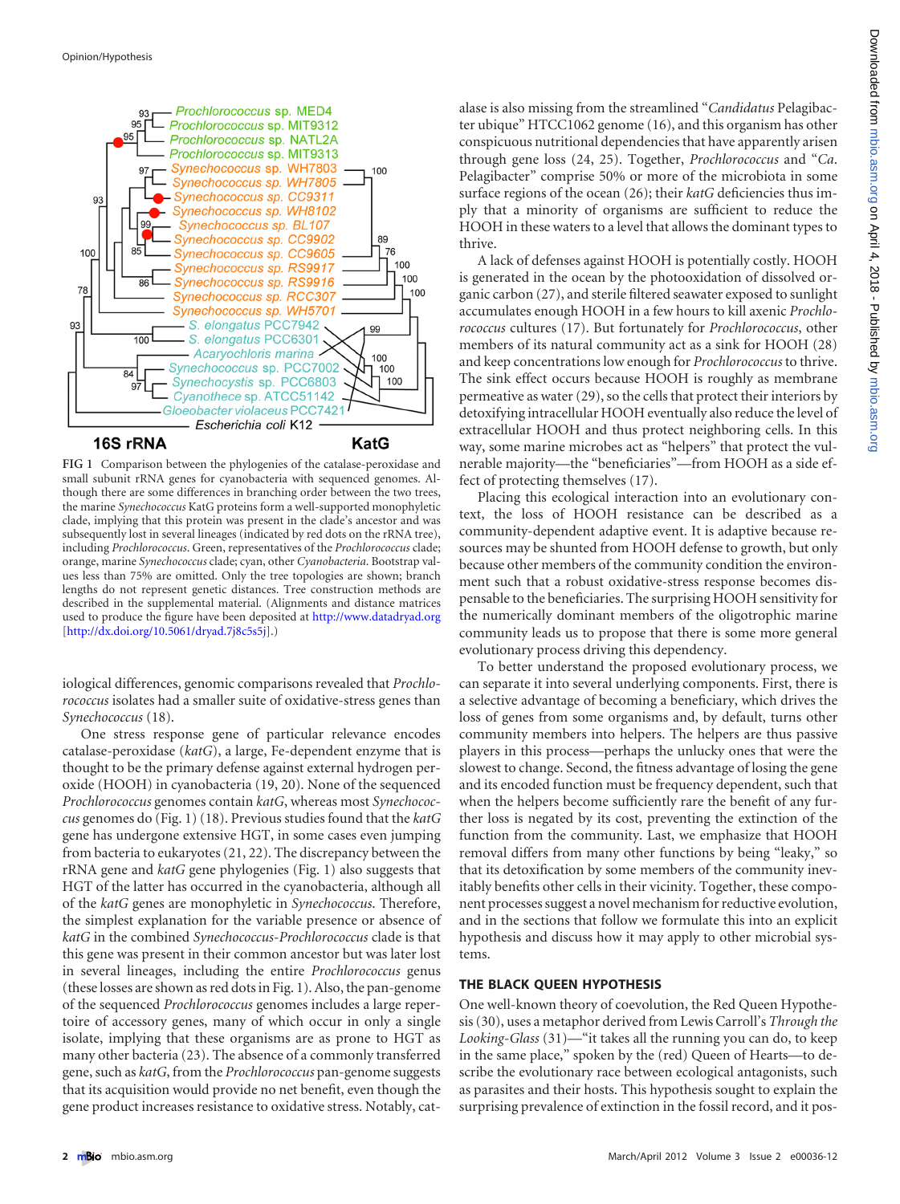FIG 1 Comparison between the phylogenies of the catalase-peroxidase and small subunit rRNA genes for cyanobacteria with sequenced genomes. Although there are some differences in branching order between the two trees, the marine *Synechococcus* KatG proteins form a well-supported monophyletic clade, implying that this protein was present in the clade's ancestor and was subsequently lost in several lineages (indicated by red dots on the rRNA tree), including *Prochlorococcus*. Green, representatives of the *Prochlorococcus* clade; orange, marine *Synechococcus* clade; cyan, other *Cyanobacteria*. Bootstrap values less than 75% are omitted. Only the tree topologies are shown; branch lengths do not represent genetic distances. Tree construction methods are described in the supplemental material. (Alignments and distance matrices used to produce the figure have been deposited at http://www.datadryad.org [http://dx.doi.org/10.5061/dryad.7j8c5s5j].)

iological differences, genomic comparisons revealed that *Prochlorococcus* isolates had a smaller suite of oxidative-stress genes than *Synechococcus* (18).

One stress response gene of particular relevance encodes catalase-peroxidase (*katG*), a large, Fe-dependent enzyme that is thought to be the primary defense against external hydrogen peroxide (HOOH) in cyanobacteria (19, 20). None of the sequenced *Prochlorococcus* genomes contain *katG*, whereas most *Synechococcus* genomes do (Fig. 1) (18). Previous studies found that the *katG* gene has undergone extensive HGT, in some cases even jumping from bacteria to eukaryotes (21, 22). The discrepancy between the rRNA gene and *katG* gene phylogenies (Fig. 1) also suggests that HGT of the latter has occurred in the cyanobacteria, although all of the *katG* genes are monophyletic in *Synechococcus*. Therefore, the simplest explanation for the variable presence or absence of *katG* in the combined *Synechococcus-Prochlorococcus* clade is that this gene was present in their common ancestor but was later lost in several lineages, including the entire *Prochlorococcus* genus (these losses are shown as red dots in Fig. 1). Also, the pan-genome of the sequenced *Prochlorococcus* genomes includes a large repertoire of accessory genes, many of which occur in only a single isolate, implying that these organisms are as prone to HGT as many other bacteria (23). The absence of a commonly transferred gene, such as *katG*, from the *Prochlorococcus* pan-genome suggests that its acquisition would provide no net benefit, even though the gene product increases resistance to oxidative stress. Notably, catalase is also missing from the streamlined "*Candidatus* Pelagibacter ubique" HTCC1062 genome (16), and this organism has other conspicuous nutritional dependencies that have apparently arisen through gene loss (24, 25). Together, *Prochlorococcus* and "*Ca.* Pelagibacter" comprise 50% or more of the microbiota in some surface regions of the ocean (26); their *katG* deficiencies thus imply that a minority of organisms are sufficient to reduce the HOOH in these waters to a level that allows the dominant types to thrive.

A lack of defenses against HOOH is potentially costly. HOOH is generated in the ocean by the photooxidation of dissolved organic carbon (27), and sterile filtered seawater exposed to sunlight accumulates enough HOOH in a few hours to kill axenic *Prochlorococcus* cultures (17). But fortunately for *Prochlorococcus*, other members of its natural community act as a sink for HOOH (28) and keep concentrations low enough for *Prochlorococcus* to thrive. The sink effect occurs because HOOH is roughly as membrane permeative as water (29), so the cells that protect their interiors by detoxifying intracellular HOOH eventually also reduce the level of extracellular HOOH and thus protect neighboring cells. In this way, some marine microbes act as "helpers" that protect the vulnerable majority—the "beneficiaries"—from HOOH as a side effect of protecting themselves (17).

Placing this ecological interaction into an evolutionary context, the loss of HOOH resistance can be described as a community-dependent adaptive event. It is adaptive because resources may be shifted from HOOH defense to growth, but only because other members of the community condition the environment such that a robust oxidative-stress response becomes dispensable to the beneficiaries. The surprising HOOH sensitivity for the numerically dominant members of the oligotrophic marine community leads us to propose that there is some more general evolutionary process driving this dependency.

To better understand the proposed evolutionary process, we can separate it into several underlying components. First, there is a selective advantage of becoming a beneficiary, which drives the loss of genes from some organisms and, by default, turns other community members into helpers. The helpers are thus passive players in this process—perhaps the unlucky ones that were the slowest to change. Second, the fitness advantage of losing the gene and its encoded function must be frequency dependent, such that when the helpers become sufficiently rare the benefit of any further loss is negated by its cost, preventing the extinction of the function from the community. Last, we emphasize that HOOH removal differs from many other functions by being "leaky," so that its detoxification by some members of the community inevitably benefits other cells in their vicinity. Together, these component processes suggest a novel mechanism for reductive evolution, and in the sections that follow we formulate this into an explicit hypothesis and discuss how it may apply to other microbial systems.

## THE BLACK QUEEN HYPOTHESIS

One well-known theory of coevolution, the Red Queen Hypothesis (30), uses a metaphor derived from Lewis Carroll's *Through the Looking-Glass* (31)—"it takes all the running you can do, to keep in the same place," spoken by the (red) Queen of Hearts—to describe the evolutionary race between ecological antagonists, such as parasites and their hosts. This hypothesis sought to explain the surprising prevalence of extinction in the fossil record, and it pos-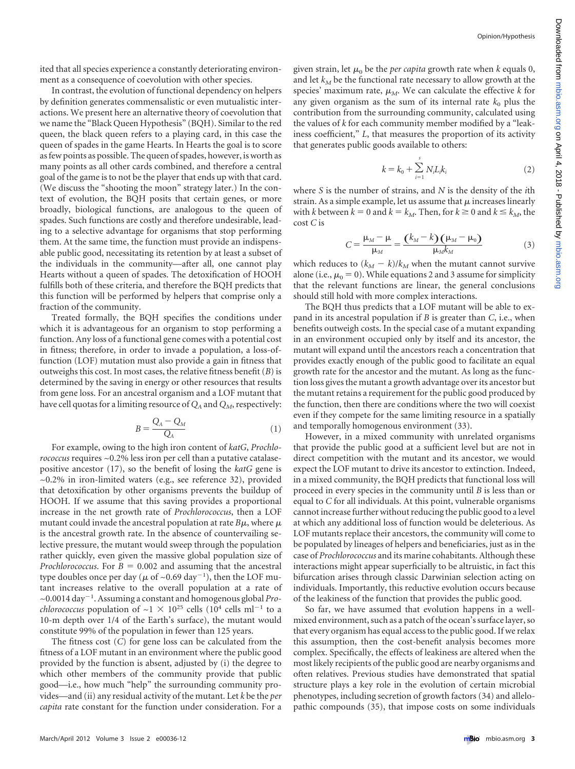ited that all species experience a constantly deteriorating environment as a consequence of coevolution with other species.

In contrast, the evolution of functional dependency on helpers by definition generates commensalistic or even mutualistic interactions. We present here an alternative theory of coevolution that we name the "Black Queen Hypothesis" (BQH). Similar to the red queen, the black queen refers to a playing card, in this case the queen of spades in the game Hearts. In Hearts the goal is to score as few points as possible. The queen of spades, however, is worth as many points as all other cards combined, and therefore a central goal of the game is to not be the player that ends up with that card. (We discuss the "shooting the moon" strategy later.) In the context of evolution, the BQH posits that certain genes, or more broadly, biological functions, are analogous to the queen of spades. Such functions are costly and therefore undesirable, leading to a selective advantage for organisms that stop performing them. At the same time, the function must provide an indispensable public good, necessitating its retention by at least a subset of the individuals in the community—after all, one cannot play Hearts without a queen of spades. The detoxification of HOOH fulfills both of these criteria, and therefore the BQH predicts that this function will be performed by helpers that comprise only a fraction of the community.

Treated formally, the BQH specifies the conditions under which it is advantageous for an organism to stop performing a function. Any loss of a functional gene comes with a potential cost in fitness; therefore, in order to invade a population, a loss-of-function (LOF) mutation must also provide a gain in fitness that outweighs this cost. In most cases, the relative fitness benefit ($B$) is determined by the saving in energy or other resources that results from gene loss. For an ancestral organism and a LOF mutant that have cell quotas for a limiting resource of $Q_A$ and $Q_M$, respectively:

$$B = \frac{Q_A - Q_M}{Q_A} \tag{1}$$

For example, owing to the high iron content of *katG*, *Prochlorococcus* requires ~0.2% less iron per cell than a putative catalase-positive ancestor (17), so the benefit of losing the *katG* gene is ~0.2% in iron-limited waters (e.g., see reference 32), provided that detoxification by other organisms prevents the buildup of HOOH. If we assume that this saving provides a proportional increase in the net growth rate of *Prochlorococcus*, then a LOF mutant could invade the ancestral population at rate $B\mu$, where $\mu$ is the ancestral growth rate. In the absence of countervailing selective pressure, the mutant would sweep through the population rather quickly, even given the massive global population size of *Prochlorococcus*. For $B = 0.002$ and assuming that the ancestral type doubles once per day ($\mu$ of ~0.69 day$^{-1}$), then the LOF mutant increases relative to the overall population at a rate of ~0.0014 day$^{-1}$. Assuming a constant and homogenous global *Prochlorococcus* population of ~$1 \times 10^{25}$ cells ($10^4$ cells ml$^{-1}$ to a 10-m depth over 1/4 of the Earth's surface), the mutant would constitute 99% of the population in fewer than 125 years.

The fitness cost ($C$) for gene loss can be calculated from the fitness of a LOF mutant in an environment where the public good provided by the function is absent, adjusted by (i) the degree to which other members of the community provide that public good—i.e., how much "help" the surrounding community provides—and (ii) any residual activity of the mutant. Let $k$ be the *per capita* rate constant for the function under consideration. For a given strain, let $\mu_0$ be the *per capita* growth rate when $k$ equals 0, and let $k_M$ be the functional rate necessary to allow growth at the species' maximum rate, $\mu_M$. We can calculate the effective $k$ for any given organism as the sum of its internal rate $k_0$ plus the contribution from the surrounding community, calculated using the values of $k$ for each community member modified by a "leakiness coefficient," $L$, that measures the proportion of its activity that generates public goods available to others:

$$k = k_0 + \sum_{i=1}^{s} N_i L_i k_i \tag{2}$$

where $S$ is the number of strains, and $N$ is the density of the $i$th strain. As a simple example, let us assume that $\mu$ increases linearly with $k$ between $k = 0$ and $k = k_M$. Then, for $k \geq 0$ and $k \leq k_M$, the cost $C$ is

$$C = \frac{\mu_M - \mu}{\mu_M} = \frac{(k_M - k)(\mu_M - \mu_0)}{\mu_M k_M} \tag{3}$$

which reduces to $(k_M - k)/k_M$ when the mutant cannot survive alone (i.e., $\mu_0 = 0$). While equations 2 and 3 assume for simplicity that the relevant functions are linear, the general conclusions should still hold with more complex interactions.

The BQH thus predicts that a LOF mutant will be able to expand in its ancestral population if $B$ is greater than $C$, i.e., when benefits outweigh costs. In the special case of a mutant expanding in an environment occupied only by itself and its ancestor, the mutant will expand until the ancestors reach a concentration that provides exactly enough of the public good to facilitate an equal growth rate for the ancestor and the mutant. As long as the function loss gives the mutant a growth advantage over its ancestor but the mutant retains a requirement for the public good produced by the function, then there are conditions where the two will coexist even if they compete for the same limiting resource in a spatially and temporally homogenous environment (33).

However, in a mixed community with unrelated organisms that provide the public good at a sufficient level but are not in direct competition with the mutant and its ancestor, we would expect the LOF mutant to drive its ancestor to extinction. Indeed, in a mixed community, the BQH predicts that functional loss will proceed in every species in the community until $B$ is less than or equal to $C$ for all individuals. At this point, vulnerable organisms cannot increase further without reducing the public good to a level at which any additional loss of function would be deleterious. As LOF mutants replace their ancestors, the community will come to be populated by lineages of helpers and beneficiaries, just as in the case of *Prochlorococcus* and its marine cohabitants. Although these interactions might appear superficially to be altruistic, in fact this bifurcation arises through classic Darwinian selection acting on individuals. Importantly, this reductive evolution occurs because of the leakiness of the function that provides the public good.

So far, we have assumed that evolution happens in a well-mixed environment, such as a patch of the ocean's surface layer, so that every organism has equal access to the public good. If we relax this assumption, then the cost-benefit analysis becomes more complex. Specifically, the effects of leakiness are altered when the most likely recipients of the public good are nearby organisms and often relatives. Previous studies have demonstrated that spatial structure plays a key role in the evolution of certain microbial phenotypes, including secretion of growth factors (34) and allelopathic compounds (35), that impose costs on some individuals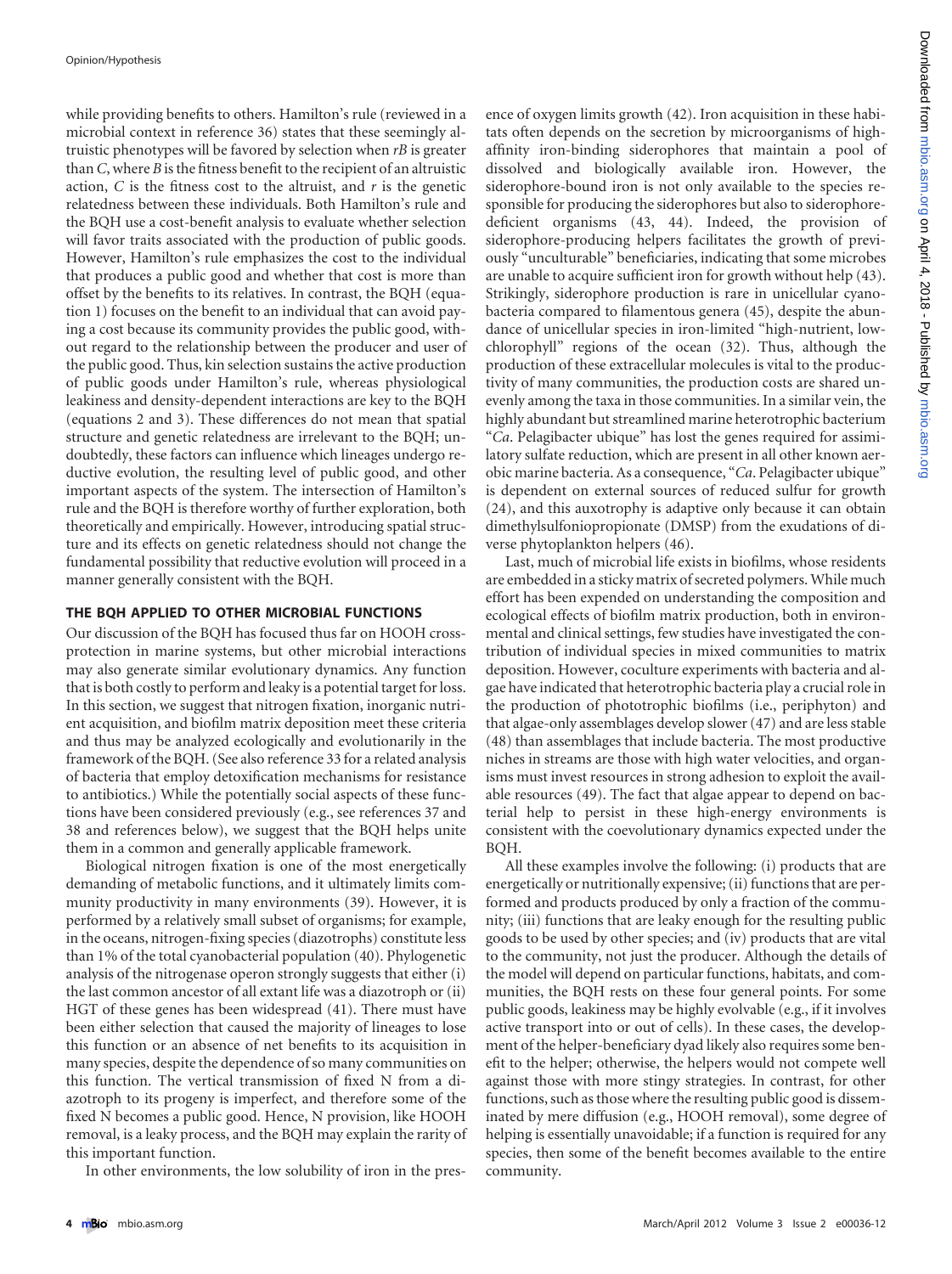while providing benefits to others. Hamilton's rule (reviewed in a microbial context in reference 36) states that these seemingly altruistic phenotypes will be favored by selection when $rB$ is greater than $C$, where $B$ is the fitness benefit to the recipient of an altruistic action, $C$ is the fitness cost to the altruist, and $r$ is the genetic relatedness between these individuals. Both Hamilton's rule and the BQH use a cost-benefit analysis to evaluate whether selection will favor traits associated with the production of public goods. However, Hamilton's rule emphasizes the cost to the individual that produces a public good and whether that cost is more than offset by the benefits to its relatives. In contrast, the BQH (equation 1) focuses on the benefit to an individual that can avoid paying a cost because its community provides the public good, without regard to the relationship between the producer and user of the public good. Thus, kin selection sustains the active production of public goods under Hamilton's rule, whereas physiological leakiness and density-dependent interactions are key to the BQH (equations 2 and 3). These differences do not mean that spatial structure and genetic relatedness are irrelevant to the BQH; undoubtedly, these factors can influence which lineages undergo reductive evolution, the resulting level of public good, and other important aspects of the system. The intersection of Hamilton's rule and the BQH is therefore worthy of further exploration, both theoretically and empirically. However, introducing spatial structure and its effects on genetic relatedness should not change the fundamental possibility that reductive evolution will proceed in a manner generally consistent with the BQH.

## THE BQH APPLIED TO OTHER MICROBIAL FUNCTIONS

Our discussion of the BQH has focused thus far on HOOH cross-protection in marine systems, but other microbial interactions may also generate similar evolutionary dynamics. Any function that is both costly to perform and leaky is a potential target for loss. In this section, we suggest that nitrogen fixation, inorganic nutrient acquisition, and biofilm matrix deposition meet these criteria and thus may be analyzed ecologically and evolutionarily in the framework of the BQH. (See also reference 33 for a related analysis of bacteria that employ detoxification mechanisms for resistance to antibiotics.) While the potentially social aspects of these functions have been considered previously (e.g., see references 37 and 38 and references below), we suggest that the BQH helps unite them in a common and generally applicable framework.

Biological nitrogen fixation is one of the most energetically demanding of metabolic functions, and it ultimately limits community productivity in many environments (39). However, it is performed by a relatively small subset of organisms; for example, in the oceans, nitrogen-fixing species (diazotrophs) constitute less than 1% of the total cyanobacterial population (40). Phylogenetic analysis of the nitrogenase operon strongly suggests that either (i) the last common ancestor of all extant life was a diazotroph or (ii) HGT of these genes has been widespread (41). There must have been either selection that caused the majority of lineages to lose this function or an absence of net benefits to its acquisition in many species, despite the dependence of so many communities on this function. The vertical transmission of fixed N from a diazotroph to its progeny is imperfect, and therefore some of the fixed N becomes a public good. Hence, N provision, like HOOH removal, is a leaky process, and the BQH may explain the rarity of this important function.

In other environments, the low solubility of iron in the presence of oxygen limits growth (42). Iron acquisition in these habitats often depends on the secretion by microorganisms of high-affinity iron-binding siderophores that maintain a pool of dissolved and biologically available iron. However, the siderophore-bound iron is not only available to the species responsible for producing the siderophores but also to siderophore-deficient organisms (43, 44). Indeed, the provision of siderophore-producing helpers facilitates the growth of previously "unculturable" beneficiaries, indicating that some microbes are unable to acquire sufficient iron for growth without help (43). Strikingly, siderophore production is rare in unicellular cyanobacteria compared to filamentous genera (45), despite the abundance of unicellular species in iron-limited "high-nutrient, low-chlorophyll" regions of the ocean (32). Thus, although the production of these extracellular molecules is vital to the productivity of many communities, the production costs are shared unevenly among the taxa in those communities. In a similar vein, the highly abundant but streamlined marine heterotrophic bacterium "*Ca*. Pelagibacter ubique" has lost the genes required for assimilatory sulfate reduction, which are present in all other known aerobic marine bacteria. As a consequence, "*Ca*. Pelagibacter ubique" is dependent on external sources of reduced sulfur for growth (24), and this auxotrophy is adaptive only because it can obtain dimethylsulfoniopropionate (DMSP) from the exudations of diverse phytoplankton helpers (46).

Last, much of microbial life exists in biofilms, whose residents are embedded in a sticky matrix of secreted polymers. While much effort has been expended on understanding the composition and ecological effects of biofilm matrix production, both in environmental and clinical settings, few studies have investigated the contribution of individual species in mixed communities to matrix deposition. However, coculture experiments with bacteria and algae have indicated that heterotrophic bacteria play a crucial role in the production of phototrophic biofilms (i.e., periphyton) and that algae-only assemblages develop slower (47) and are less stable (48) than assemblages that include bacteria. The most productive niches in streams are those with high water velocities, and organisms must invest resources in strong adhesion to exploit the available resources (49). The fact that algae appear to depend on bacterial help to persist in these high-energy environments is consistent with the coevolutionary dynamics expected under the BQH.

All these examples involve the following: (i) products that are energetically or nutritionally expensive; (ii) functions that are performed and products produced by only a fraction of the community; (iii) functions that are leaky enough for the resulting public goods to be used by other species; and (iv) products that are vital to the community, not just the producer. Although the details of the model will depend on particular functions, habitats, and communities, the BQH rests on these four general points. For some public goods, leakiness may be highly evolvable (e.g., if it involves active transport into or out of cells). In these cases, the development of the helper-beneficiary dyad likely also requires some benefit to the helper; otherwise, the helpers would not compete well against those with more stingy strategies. In contrast, for other functions, such as those where the resulting public good is disseminated by mere diffusion (e.g., HOOH removal), some degree of helping is essentially unavoidable; if a function is required for any species, then some of the benefit becomes available to the entire community.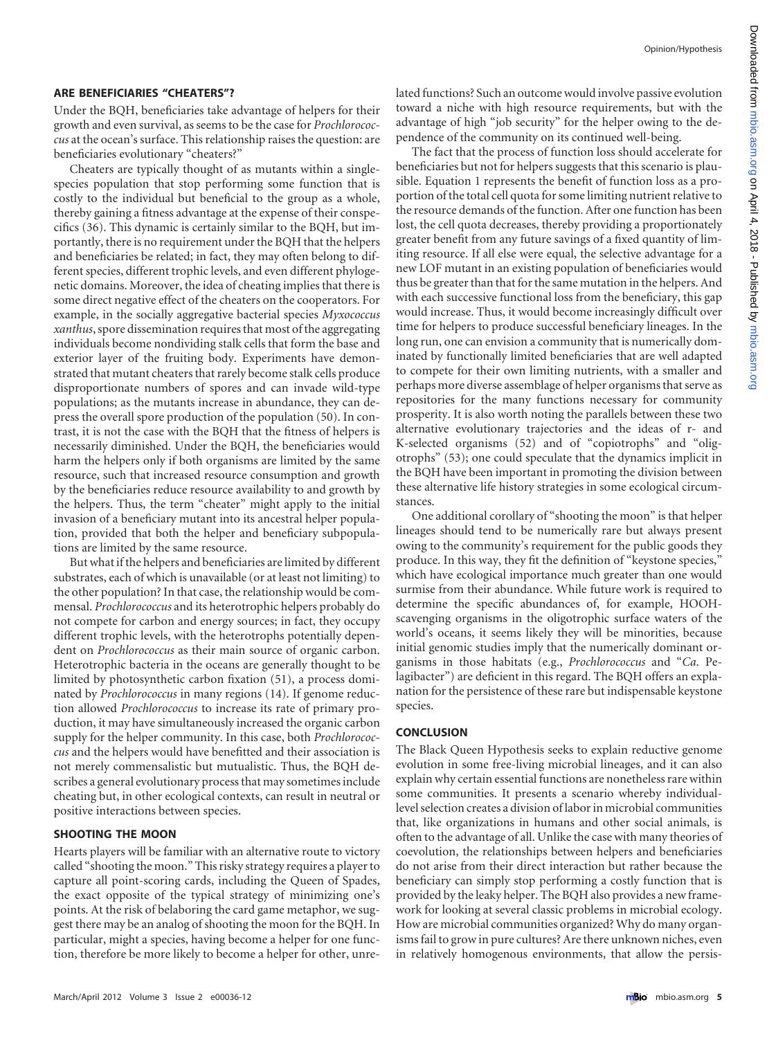## ARE BENEFICIARIES "CHEATERS"?

Under the BQH, beneficiaries take advantage of helpers for their growth and even survival, as seems to be the case for *Prochlorococcus* at the ocean's surface. This relationship raises the question: are beneficiaries evolutionary "cheaters?"

Cheaters are typically thought of as mutants within a single-species population that stop performing some function that is costly to the individual but beneficial to the group as a whole, thereby gaining a fitness advantage at the expense of their conspecifics (36). This dynamic is certainly similar to the BQH, but importantly, there is no requirement under the BQH that the helpers and beneficiaries be related; in fact, they may often belong to different species, different trophic levels, and even different phylogenetic domains. Moreover, the idea of cheating implies that there is some direct negative effect of the cheaters on the cooperators. For example, in the socially aggregative bacterial species *Myxococcus xanthus*, spore dissemination requires that most of the aggregating individuals become nondividing stalk cells that form the base and exterior layer of the fruiting body. Experiments have demonstrated that mutant cheaters that rarely become stalk cells produce disproportionate numbers of spores and can invade wild-type populations; as the mutants increase in abundance, they can depress the overall spore production of the population (50). In contrast, it is not the case with the BQH that the fitness of helpers is necessarily diminished. Under the BQH, the beneficiaries would harm the helpers only if both organisms are limited by the same resource, such that increased resource consumption and growth by the beneficiaries reduce resource availability to and growth by the helpers. Thus, the term "cheater" might apply to the initial invasion of a beneficiary mutant into its ancestral helper population, provided that both the helper and beneficiary subpopulations are limited by the same resource.

But what if the helpers and beneficiaries are limited by different substrates, each of which is unavailable (or at least not limiting) to the other population? In that case, the relationship would be commensal. *Prochlorococcus* and its heterotrophic helpers probably do not compete for carbon and energy sources; in fact, they occupy different trophic levels, with the heterotrophs potentially dependent on *Prochlorococcus* as their main source of organic carbon. Heterotrophic bacteria in the oceans are generally thought to be limited by photosynthetic carbon fixation (51), a process dominated by *Prochlorococcus* in many regions (14). If genome reduction allowed *Prochlorococcus* to increase its rate of primary production, it may have simultaneously increased the organic carbon supply for the helper community. In this case, both *Prochlorococcus* and the helpers would have benefitted and their association is not merely commensalistic but mutualistic. Thus, the BQH describes a general evolutionary process that may sometimes include cheating but, in other ecological contexts, can result in neutral or positive interactions between species.

## SHOOTING THE MOON

Hearts players will be familiar with an alternative route to victory called "shooting the moon." This risky strategy requires a player to capture all point-scoring cards, including the Queen of Spades, the exact opposite of the typical strategy of minimizing one's points. At the risk of belaboring the card game metaphor, we suggest there may be an analog of shooting the moon for the BQH. In particular, might a species, having become a helper for one function, therefore be more likely to become a helper for other, unrelated functions? Such an outcome would involve passive evolution toward a niche with high resource requirements, but with the advantage of high "job security" for the helper owing to the dependence of the community on its continued well-being.

The fact that the process of function loss should accelerate for beneficiaries but not for helpers suggests that this scenario is plausible. Equation 1 represents the benefit of function loss as a proportion of the total cell quota for some limiting nutrient relative to the resource demands of the function. After one function has been lost, the cell quota decreases, thereby providing a proportionately greater benefit from any future savings of a fixed quantity of limiting resource. If all else were equal, the selective advantage for a new LOF mutant in an existing population of beneficiaries would thus be greater than that for the same mutation in the helpers. And with each successive functional loss from the beneficiary, this gap would increase. Thus, it would become increasingly difficult over time for helpers to produce successful beneficiary lineages. In the long run, one can envision a community that is numerically dominated by functionally limited beneficiaries that are well adapted to compete for their own limiting nutrients, with a smaller and perhaps more diverse assemblage of helper organisms that serve as repositories for the many functions necessary for community prosperity. It is also worth noting the parallels between these two alternative evolutionary trajectories and the ideas of r- and K-selected organisms (52) and of "copiotrophs" and "oligotrophs" (53); one could speculate that the dynamics implicit in the BQH have been important in promoting the division between these alternative life history strategies in some ecological circumstances.

One additional corollary of "shooting the moon" is that helper lineages should tend to be numerically rare but always present owing to the community's requirement for the public goods they produce. In this way, they fit the definition of "keystone species," which have ecological importance much greater than one would surmise from their abundance. While future work is required to determine the specific abundances of, for example, HOOH-scavenging organisms in the oligotrophic surface waters of the world's oceans, it seems likely they will be minorities, because initial genomic studies imply that the numerically dominant organisms in those habitats (e.g., *Prochlorococcus* and "*Ca.* Pelagibacter") are deficient in this regard. The BQH offers an explanation for the persistence of these rare but indispensable keystone species.

## CONCLUSION

The Black Queen Hypothesis seeks to explain reductive genome evolution in some free-living microbial lineages, and it can also explain why certain essential functions are nonetheless rare within some communities. It presents a scenario whereby individual-level selection creates a division of labor in microbial communities that, like organizations in humans and other social animals, is often to the advantage of all. Unlike the case with many theories of coevolution, the relationships between helpers and beneficiaries do not arise from their direct interaction but rather because the beneficiary can simply stop performing a costly function that is provided by the leaky helper. The BQH also provides a new framework for looking at several classic problems in microbial ecology. How are microbial communities organized? Why do many organisms fail to grow in pure cultures? Are there unknown niches, even in relatively homogenous environments, that allow the persis-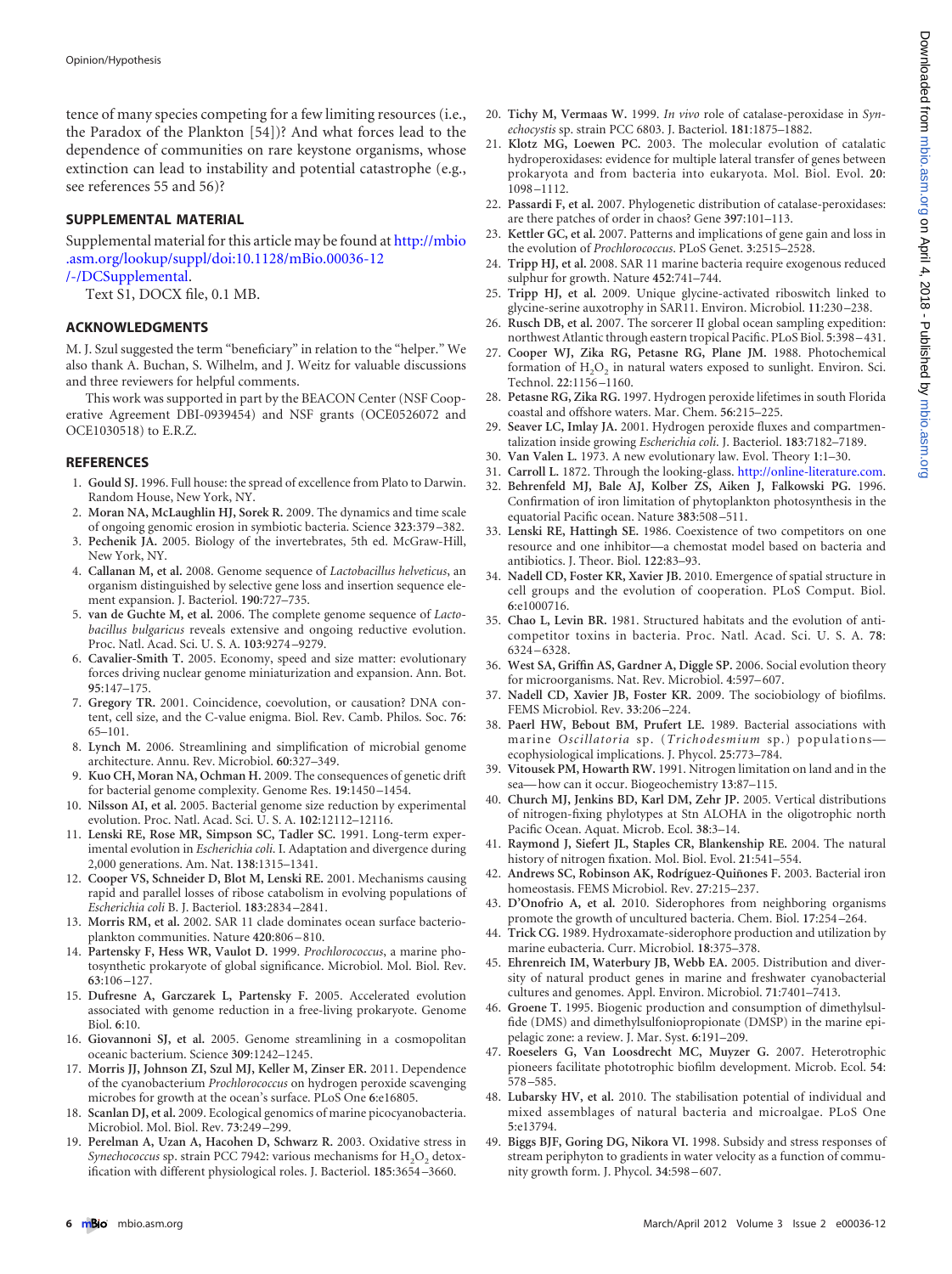tence of many species competing for a few limiting resources (i.e., the Paradox of the Plankton [54])? And what forces lead to the dependence of communities on rare keystone organisms, whose extinction can lead to instability and potential catastrophe (e.g., see references 55 and 56)?

## SUPPLEMENTAL MATERIAL

Supplemental material for this article may be found at http://mbio.asm.org/lookup/suppl/doi:10.1128/mBio.00036-12/-/DCSupplemental.

Text S1, DOCX file, 0.1 MB.

## ACKNOWLEDGMENTS

M. J. Szul suggested the term "beneficiary" in relation to the "helper." We also thank A. Buchan, S. Wilhelm, and J. Weitz for valuable discussions and three reviewers for helpful comments.

This work was supported in part by the BEACON Center (NSF Cooperative Agreement DBI-0939454) and NSF grants (OCE0526072 and OCE1030518) to E.R.Z.

## REFERENCES

1. **Gould SJ.** 1996. Full house: the spread of excellence from Plato to Darwin. Random House, New York, NY.
2. **Moran NA, McLaughlin HJ, Sorek R.** 2009. The dynamics and time scale of ongoing genomic erosion in symbiotic bacteria. Science **323**:379–382.
3. **Pechenik JA.** 2005. Biology of the invertebrates, 5th ed. McGraw-Hill, New York, NY.
4. **Callanan M, et al.** 2008. Genome sequence of *Lactobacillus helveticus*, an organism distinguished by selective gene loss and insertion sequence element expansion. J. Bacteriol. **190**:727–735.
5. **van de Guchte M, et al.** 2006. The complete genome sequence of *Lactobacillus bulgaricus* reveals extensive and ongoing reductive evolution. Proc. Natl. Acad. Sci. U. S. A. **103**:9274–9279.
6. **Cavalier-Smith T.** 2005. Economy, speed and size matter: evolutionary forces driving nuclear genome miniaturization and expansion. Ann. Bot. **95**:147–175.
7. **Gregory TR.** 2001. Coincidence, coevolution, or causation? DNA content, cell size, and the C-value enigma. Biol. Rev. Camb. Philos. Soc. **76**: 65–101.
8. **Lynch M.** 2006. Streamlining and simplification of microbial genome architecture. Annu. Rev. Microbiol. **60**:327–349.
9. **Kuo CH, Moran NA, Ochman H.** 2009. The consequences of genetic drift for bacterial genome complexity. Genome Res. **19**:1450–1454.
10. **Nilsson AI, et al.** 2005. Bacterial genome size reduction by experimental evolution. Proc. Natl. Acad. Sci. U. S. A. **102**:12112–12116.
11. **Lenski RE, Rose MR, Simpson SC, Tadler SC.** 1991. Long-term experimental evolution in *Escherichia coli*. I. Adaptation and divergence during 2,000 generations. Am. Nat. **138**:1315–1341.
12. **Cooper VS, Schneider D, Blot M, Lenski RE.** 2001. Mechanisms causing rapid and parallel losses of ribose catabolism in evolving populations of *Escherichia coli* B. J. Bacteriol. **183**:2834–2841.
13. **Morris RM, et al.** 2002. SAR 11 clade dominates ocean surface bacterioplankton communities. Nature **420**:806–810.
14. **Partensky F, Hess WR, Vaulot D.** 1999. *Prochlorococcus*, a marine photosynthetic prokaryote of global significance. Microbiol. Mol. Biol. Rev. **63**:106–127.
15. **Dufresne A, Garczarek L, Partensky F.** 2005. Accelerated evolution associated with genome reduction in a free-living prokaryote. Genome Biol. **6**:10.
16. **Giovannoni SJ, et al.** 2005. Genome streamlining in a cosmopolitan oceanic bacterium. Science **309**:1242–1245.
17. **Morris JJ, Johnson ZI, Szul MJ, Keller M, Zinser ER.** 2011. Dependence of the cyanobacterium *Prochlorococcus* on hydrogen peroxide scavenging microbes for growth at the ocean's surface. PLoS One **6**:e16805.
18. **Scanlan DJ, et al.** 2009. Ecological genomics of marine picocyanobacteria. Microbiol. Mol. Biol. Rev. **73**:249–299.
19. **Perelman A, Uzan A, Hacohen D, Schwarz R.** 2003. Oxidative stress in *Synechococcus* sp. strain PCC 7942: various mechanisms for $H_2O_2$ detoxification with different physiological roles. J. Bacteriol. **185**:3654–3660.
20. **Tichy M, Vermaas W.** 1999. *In vivo* role of catalase-peroxidase in *Synechocystis* sp. strain PCC 6803. J. Bacteriol. **181**:1875–1882.
21. **Klotz MG, Loewen PC.** 2003. The molecular evolution of catalatic hydroperoxidases: evidence for multiple lateral transfer of genes between prokaryota and from bacteria into eukaryota. Mol. Biol. Evol. **20**: 1098–1112.
22. **Passardi F, et al.** 2007. Phylogenetic distribution of catalase-peroxidases: are there patches of order in chaos? Gene **397**:101–113.
23. **Kettler GC, et al.** 2007. Patterns and implications of gene gain and loss in the evolution of *Prochlorococcus*. PLoS Genet. **3**:2515–2528.
24. **Tripp HJ, et al.** 2008. SAR 11 marine bacteria require exogenous reduced sulphur for growth. Nature **452**:741–744.
25. **Tripp HJ, et al.** 2009. Unique glycine-activated riboswitch linked to glycine-serine auxotrophy in SAR11. Environ. Microbiol. **11**:230–238.
26. **Rusch DB, et al.** 2007. The sorcerer II global ocean sampling expedition: northwest Atlantic through eastern tropical Pacific. PLoS Biol. **5**:398–431.
27. **Cooper WJ, Zika RG, Petasne RG, Plane JM.** 1988. Photochemical formation of $H_2O_2$ in natural waters exposed to sunlight. Environ. Sci. Technol. **22**:1156–1160.
28. **Petasne RG, Zika RG.** 1997. Hydrogen peroxide lifetimes in south Florida coastal and offshore waters. Mar. Chem. **56**:215–225.
29. **Seaver LC, Imlay JA.** 2001. Hydrogen peroxide fluxes and compartmentalization inside growing *Escherichia coli*. J. Bacteriol. **183**:7182–7189.
30. **Van Valen L.** 1973. A new evolutionary law. Evol. Theory **1**:1–30.
31. **Carroll L.** 1872. Through the looking-glass. http://online-literature.com.
32. **Behrenfeld MJ, Bale AJ, Kolber ZS, Aiken J, Falkowski PG.** 1996. Confirmation of iron limitation of phytoplankton photosynthesis in the equatorial Pacific ocean. Nature **383**:508–511.
33. **Lenski RE, Hattingh SE.** 1986. Coexistence of two competitors on one resource and one inhibitor—a chemostat model based on bacteria and antibiotics. J. Theor. Biol. **122**:83–93.
34. **Nadell CD, Foster KR, Xavier JB.** 2010. Emergence of spatial structure in cell groups and the evolution of cooperation. PLoS Comput. Biol. **6**:e1000716.
35. **Chao L, Levin BR.** 1981. Structured habitats and the evolution of anticompetitor toxins in bacteria. Proc. Natl. Acad. Sci. U. S. A. **78**: 6324–6328.
36. **West SA, Griffin AS, Gardner A, Diggle SP.** 2006. Social evolution theory for microorganisms. Nat. Rev. Microbiol. **4**:597–607.
37. **Nadell CD, Xavier JB, Foster KR.** 2009. The sociobiology of biofilms. FEMS Microbiol. Rev. **33**:206–224.
38. **Paerl HW, Bebout BM, Prufert LE.** 1989. Bacterial associations with marine *Oscillatoria* sp. (*Trichodesmium* sp.) populations—ecophysiological implications. J. Phycol. **25**:773–784.
39. **Vitousek PM, Howarth RW.** 1991. Nitrogen limitation on land and in the sea—how can it occur. Biogeochemistry **13**:87–115.
40. **Church MJ, Jenkins BD, Karl DM, Zehr JP.** 2005. Vertical distributions of nitrogen-fixing phylotypes at Stn ALOHA in the oligotrophic north Pacific Ocean. Aquat. Microb. Ecol. **38**:3–14.
41. **Raymond J, Siefert JL, Staples CR, Blankenship RE.** 2004. The natural history of nitrogen fixation. Mol. Biol. Evol. **21**:541–554.
42. **Andrews SC, Robinson AK, Rodríguez-Quiñones F.** 2003. Bacterial iron homeostasis. FEMS Microbiol. Rev. **27**:215–237.
43. **D'Onofrio A, et al.** 2010. Siderophores from neighboring organisms promote the growth of uncultured bacteria. Chem. Biol. **17**:254–264.
44. **Trick CG.** 1989. Hydroxamate-siderophore production and utilization by marine eubacteria. Curr. Microbiol. **18**:375–378.
45. **Ehrenreich IM, Waterbury JB, Webb EA.** 2005. Distribution and diversity of natural product genes in marine and freshwater cyanobacterial cultures and genomes. Appl. Environ. Microbiol. **71**:7401–7413.
46. **Groene T.** 1995. Biogenic production and consumption of dimethylsulfide (DMS) and dimethylsulfoniopropionate (DMSP) in the marine epipelagic zone: a review. J. Mar. Syst. **6**:191–209.
47. **Roeselers G, Van Loosdrecht MC, Muyzer G.** 2007. Heterotrophic pioneers facilitate phototrophic biofilm development. Microb. Ecol. **54**: 578–585.
48. **Lubarsky HV, et al.** 2010. The stabilisation potential of individual and mixed assemblages of natural bacteria and microalgae. PLoS One **5**:e13794.
49. **Biggs BJF, Goring DG, Nikora VI.** 1998. Subsidy and stress responses of stream periphyton to gradients in water velocity as a function of community growth form. J. Phycol. **34**:598–607.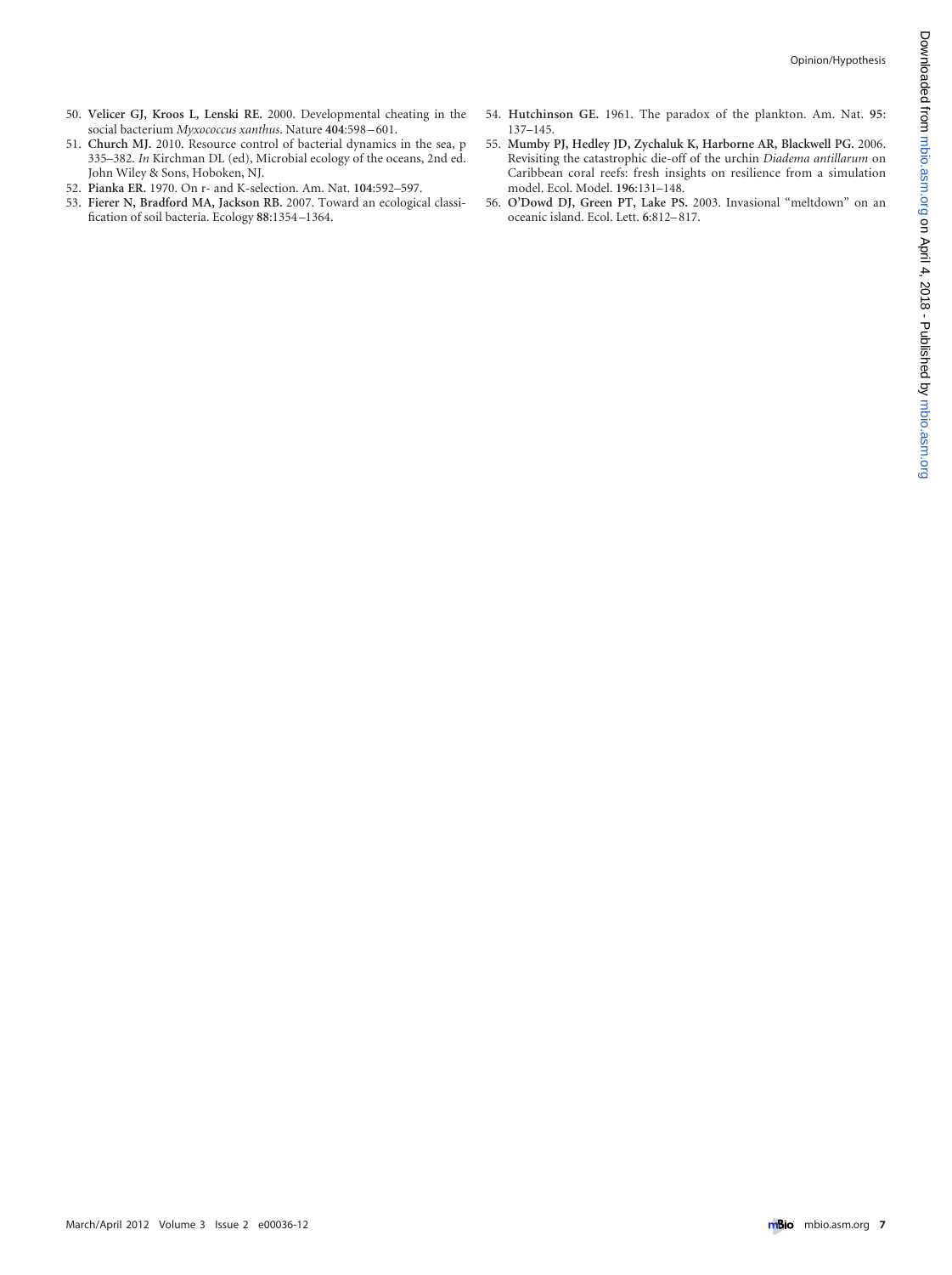50. **Velicer GJ, Kroos L, Lenski RE.** 2000. Developmental cheating in the social bacterium *Myxococcus xanthus*. Nature **404**:598–601.
51. **Church MJ.** 2010. Resource control of bacterial dynamics in the sea, p 335–382. *In* Kirchman DL (ed), Microbial ecology of the oceans, 2nd ed. John Wiley & Sons, Hoboken, NJ.
52. **Pianka ER.** 1970. On r- and K-selection. Am. Nat. **104**:592–597.
53. **Fierer N, Bradford MA, Jackson RB.** 2007. Toward an ecological classification of soil bacteria. Ecology **88**:1354–1364.
54. **Hutchinson GE.** 1961. The paradox of the plankton. Am. Nat. **95**: 137–145.
55. **Mumby PJ, Hedley JD, Zychaluk K, Harborne AR, Blackwell PG.** 2006. Revisiting the catastrophic die-off of the urchin *Diadema antillarum* on Caribbean coral reefs: fresh insights on resilience from a simulation model. Ecol. Model. **196**:131–148.
56. **O'Dowd DJ, Green PT, Lake PS.** 2003. Invasional "meltdown" on an oceanic island. Ecol. Lett. **6**:812–817.